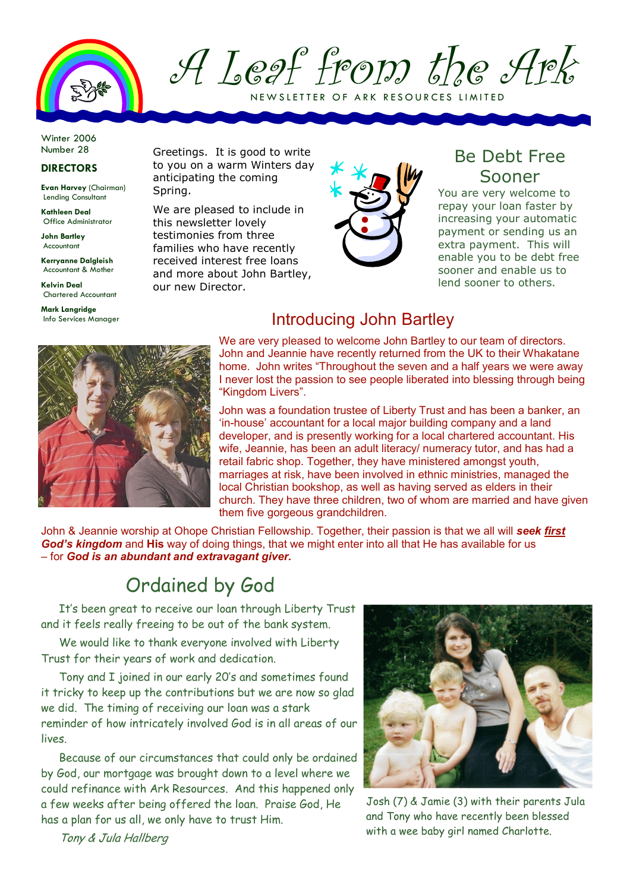# A Leaf from the Ark

NEWSLETTER OF ARK RESOURCES LIMITED

Winter 2006
Number 28

**DIRECTORS**

**Evan Harvey** (Chairman)
Lending Consultant

**Kathleen Deal**
Office Administrator

**John Bartley**
Accountant

**Kerryanne Dalgleish**
Accountant & Mother

**Kelvin Deal**
Chartered Accountant

**Mark Langridge**
Info Services Manager

Greetings. It is good to write to you on a warm Winters day anticipating the coming Spring.

We are pleased to include in this newsletter lovely testimonies from three families who have recently received interest free loans and more about John Bartley, our new Director.

## Be Debt Free Sooner

You are very welcome to repay your loan faster by increasing your automatic payment or sending us an extra payment. This will enable you to be debt free sooner and enable us to lend sooner to others.

## Introducing John Bartley

We are very pleased to welcome John Bartley to our team of directors. John and Jeannie have recently returned from the UK to their Whakatane home. John writes "Throughout the seven and a half years we were away I never lost the passion to see people liberated into blessing through being "Kingdom Livers".

John was a foundation trustee of Liberty Trust and has been a banker, an 'in-house' accountant for a local major building company and a land developer, and is presently working for a local chartered accountant. His wife, Jeannie, has been an adult literacy/ numeracy tutor, and has had a retail fabric shop. Together, they have ministered amongst youth, marriages at risk, have been involved in ethnic ministries, managed the local Christian bookshop, as well as having served as elders in their church. They have three children, two of whom are married and have given them five gorgeous grandchildren.

John & Jeannie worship at Ohope Christian Fellowship. Together, their passion is that we all will ***seek first God's kingdom*** and **His** way of doing things, that we might enter into all that He has available for us – for ***God is an abundant and extravagant giver.***

## Ordained by God

It's been great to receive our loan through Liberty Trust and it feels really freeing to be out of the bank system.

We would like to thank everyone involved with Liberty Trust for their years of work and dedication.

Tony and I joined in our early 20's and sometimes found it tricky to keep up the contributions but we are now so glad we did. The timing of receiving our loan was a stark reminder of how intricately involved God is in all areas of our lives.

Because of our circumstances that could only be ordained by God, our mortgage was brought down to a level where we could refinance with Ark Resources. And this happened only a few weeks after being offered the loan. Praise God, He has a plan for us all, we only have to trust Him.

*Tony & Jula Hallberg*

Josh (7) & Jamie (3) with their parents Jula and Tony who have recently been blessed with a wee baby girl named Charlotte.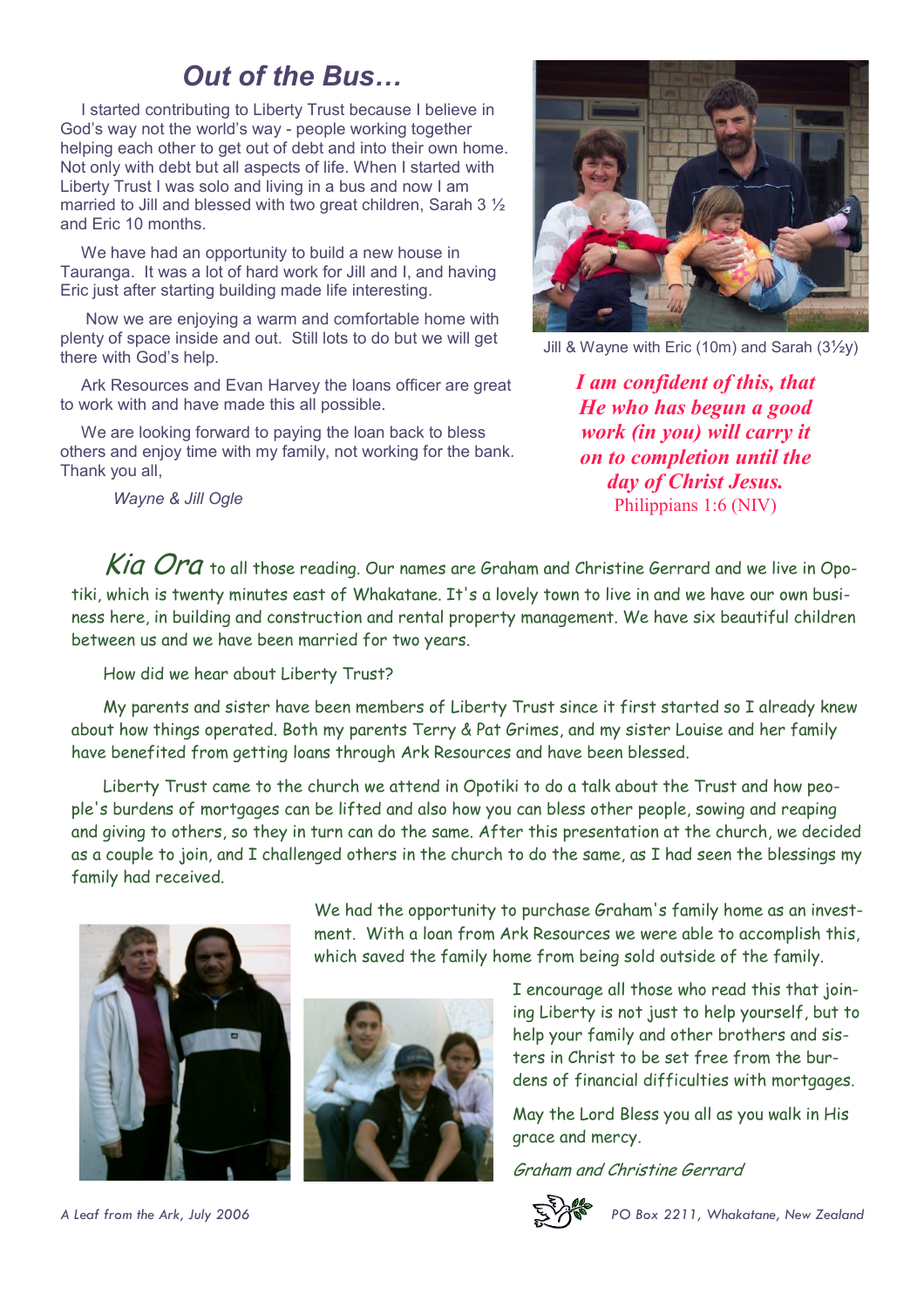## Out of the Bus…

I started contributing to Liberty Trust because I believe in God's way not the world's way - people working together helping each other to get out of debt and into their own home. Not only with debt but all aspects of life. When I started with Liberty Trust I was solo and living in a bus and now I am married to Jill and blessed with two great children, Sarah 3 ½ and Eric 10 months.

We have had an opportunity to build a new house in Tauranga. It was a lot of hard work for Jill and I, and having Eric just after starting building made life interesting.

Now we are enjoying a warm and comfortable home with plenty of space inside and out. Still lots to do but we will get there with God's help.

Ark Resources and Evan Harvey the loans officer are great to work with and have made this all possible.

We are looking forward to paying the loan back to bless others and enjoy time with my family, not working for the bank. Thank you all,

*Wayne & Jill Ogle*

Jill & Wayne with Eric (10m) and Sarah (3½y)

***I am confident of this, that He who has begun a good work (in you) will carry it on to completion until the day of Christ Jesus.***
Philippians 1:6 (NIV)

*Kia Ora* to all those reading. Our names are Graham and Christine Gerrard and we live in Opotiki, which is twenty minutes east of Whakatane. It's a lovely town to live in and we have our own business here, in building and construction and rental property management. We have six beautiful children between us and we have been married for two years.

How did we hear about Liberty Trust?

My parents and sister have been members of Liberty Trust since it first started so I already knew about how things operated. Both my parents Terry & Pat Grimes, and my sister Louise and her family have benefited from getting loans through Ark Resources and have been blessed.

Liberty Trust came to the church we attend in Opotiki to do a talk about the Trust and how people's burdens of mortgages can be lifted and also how you can bless other people, sowing and reaping and giving to others, so they in turn can do the same. After this presentation at the church, we decided as a couple to join, and I challenged others in the church to do the same, as I had seen the blessings my family had received.

We had the opportunity to purchase Graham's family home as an investment. With a loan from Ark Resources we were able to accomplish this, which saved the family home from being sold outside of the family.

I encourage all those who read this that joining Liberty is not just to help yourself, but to help your family and other brothers and sisters in Christ to be set free from the burdens of financial difficulties with mortgages.

May the Lord Bless you all as you walk in His grace and mercy.

*Graham and Christine Gerrard*

*A Leaf from the Ark, July 2006*

*PO Box 2211, Whakatane, New Zealand*